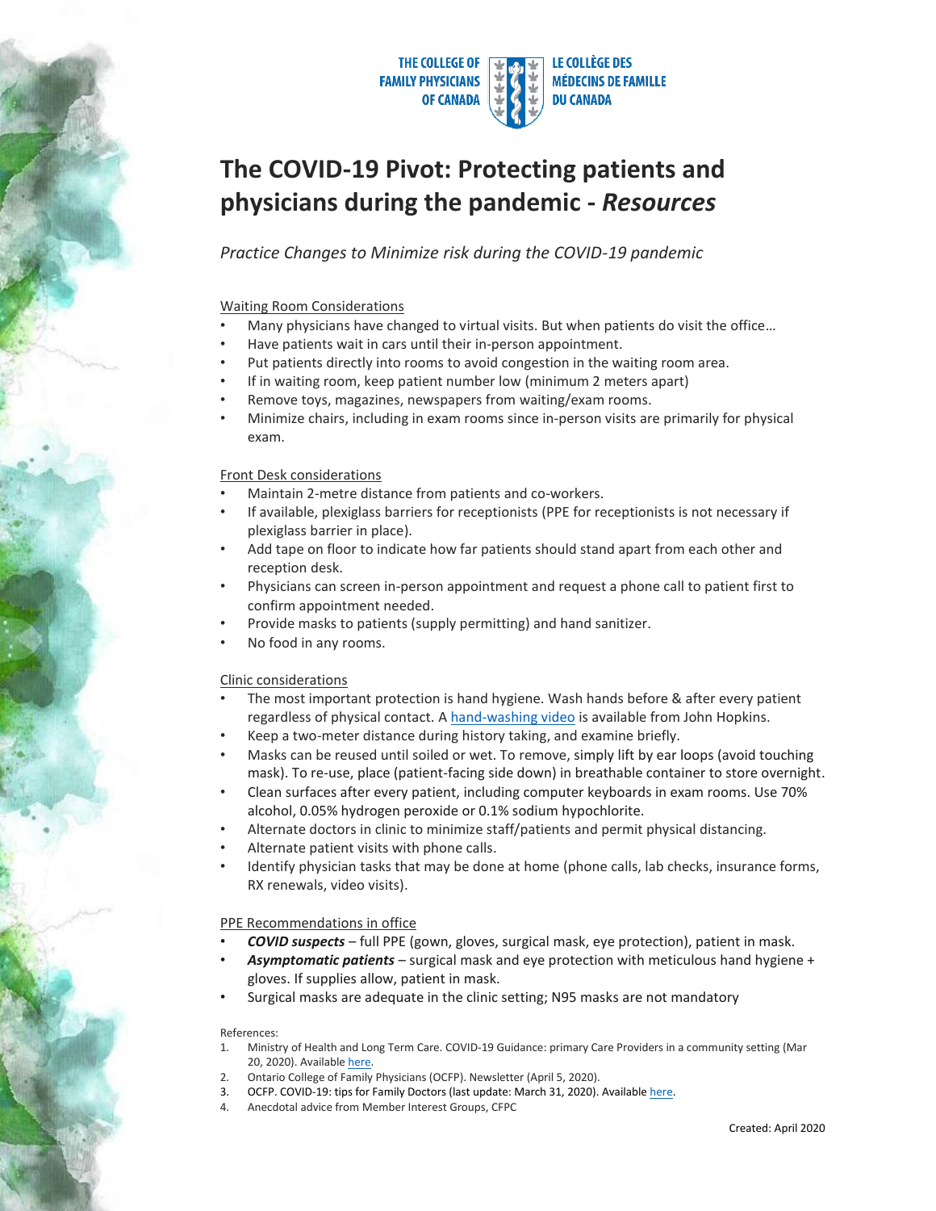THE COLLEGE OF FAMILY PHYSICIANS OF CANADA | LE COLLÈGE DES MÉDECINS DE FAMILLE DU CANADA

# The COVID-19 Pivot: Protecting patients and physicians during the pandemic - *Resources*

*Practice Changes to Minimize risk during the COVID-19 pandemic*

## Waiting Room Considerations

- Many physicians have changed to virtual visits. But when patients do visit the office…
- Have patients wait in cars until their in-person appointment.
- Put patients directly into rooms to avoid congestion in the waiting room area.
- If in waiting room, keep patient number low (minimum 2 meters apart)
- Remove toys, magazines, newspapers from waiting/exam rooms.
- Minimize chairs, including in exam rooms since in-person visits are primarily for physical exam.

## Front Desk considerations

- Maintain 2-metre distance from patients and co-workers.
- If available, plexiglass barriers for receptionists (PPE for receptionists is not necessary if plexiglass barrier in place).
- Add tape on floor to indicate how far patients should stand apart from each other and reception desk.
- Physicians can screen in-person appointment and request a phone call to patient first to confirm appointment needed.
- Provide masks to patients (supply permitting) and hand sanitizer.
- No food in any rooms.

## Clinic considerations

- The most important protection is hand hygiene. Wash hands before & after every patient regardless of physical contact. A hand-washing video is available from John Hopkins.
- Keep a two-meter distance during history taking, and examine briefly.
- Masks can be reused until soiled or wet. To remove, simply lift by ear loops (avoid touching mask). To re-use, place (patient-facing side down) in breathable container to store overnight.
- Clean surfaces after every patient, including computer keyboards in exam rooms. Use 70% alcohol, 0.05% hydrogen peroxide or 0.1% sodium hypochlorite.
- Alternate doctors in clinic to minimize staff/patients and permit physical distancing.
- Alternate patient visits with phone calls.
- Identify physician tasks that may be done at home (phone calls, lab checks, insurance forms, RX renewals, video visits).

## PPE Recommendations in office

- ***COVID suspects*** – full PPE (gown, gloves, surgical mask, eye protection), patient in mask.
- ***Asymptomatic patients*** – surgical mask and eye protection with meticulous hand hygiene + gloves. If supplies allow, patient in mask.
- Surgical masks are adequate in the clinic setting; N95 masks are not mandatory

References:

1. Ministry of Health and Long Term Care. COVID-19 Guidance: primary Care Providers in a community setting (Mar 20, 2020). Available here.
2. Ontario College of Family Physicians (OCFP). Newsletter (April 5, 2020).
3. OCFP. COVID-19: tips for Family Doctors (last update: March 31, 2020). Available here.
4. Anecdotal advice from Member Interest Groups, CFPC

Created: April 2020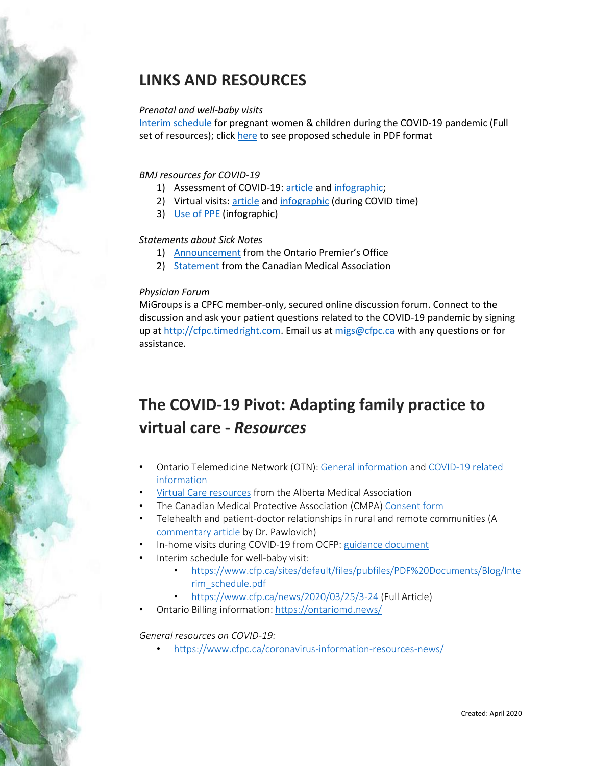# LINKS AND RESOURCES

*Prenatal and well-baby visits*

Interim schedule for pregnant women & children during the COVID-19 pandemic (Full set of resources); click here to see proposed schedule in PDF format

*BMJ resources for COVID-19*

1) Assessment of COVID-19: article and infographic;
2) Virtual visits: article and infographic (during COVID time)
3) Use of PPE (infographic)

*Statements about Sick Notes*

1) Announcement from the Ontario Premier's Office
2) Statement from the Canadian Medical Association

*Physician Forum*

MiGroups is a CPFC member-only, secured online discussion forum. Connect to the discussion and ask your patient questions related to the COVID-19 pandemic by signing up at http://cfpc.timedright.com. Email us at migs@cfpc.ca with any questions or for assistance.

# The COVID-19 Pivot: Adapting family practice to virtual care - *Resources*

- Ontario Telemedicine Network (OTN): General information and COVID-19 related information
- Virtual Care resources from the Alberta Medical Association
- The Canadian Medical Protective Association (CMPA) Consent form
- Telehealth and patient-doctor relationships in rural and remote communities (A commentary article by Dr. Pawlovich)
- In-home visits during COVID-19 from OCFP: guidance document
- Interim schedule for well-baby visit:
  - https://www.cfp.ca/sites/default/files/pubfiles/PDF%20Documents/Blog/Interim_schedule.pdf
  - https://www.cfp.ca/news/2020/03/25/3-24 (Full Article)
- Ontario Billing information: https://ontariomd.news/

*General resources on COVID-19:*

- https://www.cfpc.ca/coronavirus-information-resources-news/

Created: April 2020